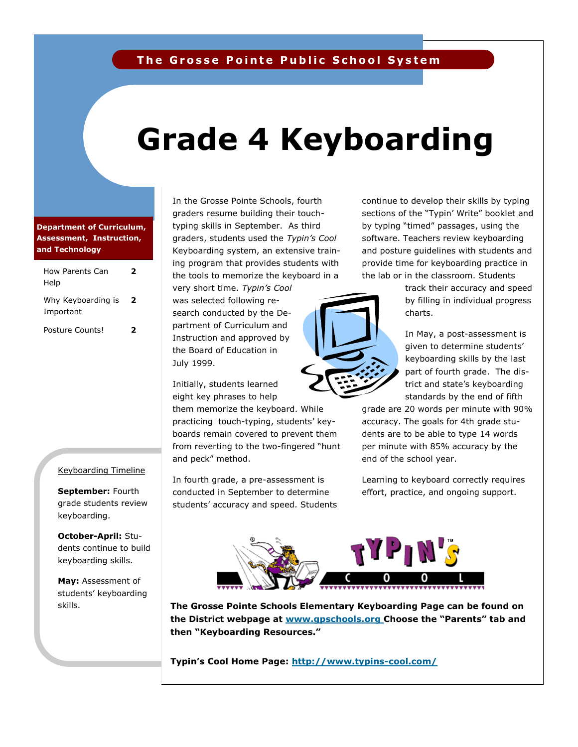The Grosse Pointe Public School System

# Grade 4 Keyboarding

**Department of Curriculum, Assessment, Instruction, and Technology**

| | |
|---|---|
| How Parents Can Help | 2 |
| Why Keyboarding is Important | 2 |
| Posture Counts! | 2 |

In the Grosse Pointe Schools, fourth graders resume building their touch-typing skills in September. As third graders, students used the *Typin's Cool* Keyboarding system, an extensive training program that provides students with the tools to memorize the keyboard in a very short time. *Typin's Cool* was selected following research conducted by the Department of Curriculum and Instruction and approved by the Board of Education in July 1999.

Initially, students learned eight key phrases to help them memorize the keyboard. While practicing touch-typing, students' keyboards remain covered to prevent them from reverting to the two-fingered "hunt and peck" method.

In fourth grade, a pre-assessment is conducted in September to determine students' accuracy and speed. Students continue to develop their skills by typing sections of the "Typin' Write" booklet and by typing "timed" passages, using the software. Teachers review keyboarding and posture guidelines with students and provide time for keyboarding practice in the lab or in the classroom. Students track their accuracy and speed by filling in individual progress charts.

In May, a post-assessment is given to determine students' keyboarding skills by the last part of fourth grade. The district and state's keyboarding standards by the end of fifth grade are 20 words per minute with 90% accuracy. The goals for 4th grade students are to be able to type 14 words per minute with 85% accuracy by the end of the school year.

Learning to keyboard correctly requires effort, practice, and ongoing support.

Keyboarding Timeline

**September:** Fourth grade students review keyboarding.

**October-April:** Students continue to build keyboarding skills.

**May:** Assessment of students' keyboarding skills.

**The Grosse Pointe Schools Elementary Keyboarding Page can be found on the District webpage at www.gpschools.org Choose the "Parents" tab and then "Keyboarding Resources."**

**Typin's Cool Home Page: http://www.typins-cool.com/**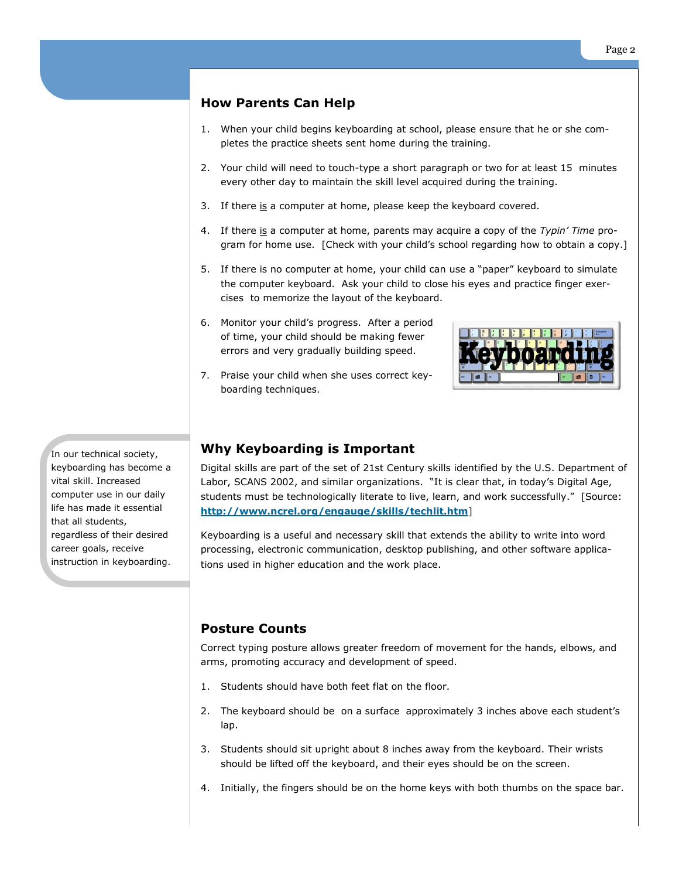## How Parents Can Help

1. When your child begins keyboarding at school, please ensure that he or she completes the practice sheets sent home during the training.

2. Your child will need to touch-type a short paragraph or two for at least 15 minutes every other day to maintain the skill level acquired during the training.

3. If there is a computer at home, please keep the keyboard covered.

4. If there is a computer at home, parents may acquire a copy of the *Typin' Time* program for home use. [Check with your child's school regarding how to obtain a copy.]

5. If there is no computer at home, your child can use a "paper" keyboard to simulate the computer keyboard. Ask your child to close his eyes and practice finger exercises to memorize the layout of the keyboard.

6. Monitor your child's progress. After a period of time, your child should be making fewer errors and very gradually building speed.

7. Praise your child when she uses correct keyboarding techniques.

In our technical society, keyboarding has become a vital skill. Increased computer use in our daily life has made it essential that all students, regardless of their desired career goals, receive instruction in keyboarding.

## Why Keyboarding is Important

Digital skills are part of the set of 21st Century skills identified by the U.S. Department of Labor, SCANS 2002, and similar organizations. "It is clear that, in today's Digital Age, students must be technologically literate to live, learn, and work successfully." [Source: **http://www.ncrel.org/engauge/skills/techlit.htm**]

Keyboarding is a useful and necessary skill that extends the ability to write into word processing, electronic communication, desktop publishing, and other software applications used in higher education and the work place.

## Posture Counts

Correct typing posture allows greater freedom of movement for the hands, elbows, and arms, promoting accuracy and development of speed.

1. Students should have both feet flat on the floor.

2. The keyboard should be on a surface approximately 3 inches above each student's lap.

3. Students should sit upright about 8 inches away from the keyboard. Their wrists should be lifted off the keyboard, and their eyes should be on the screen.

4. Initially, the fingers should be on the home keys with both thumbs on the space bar.